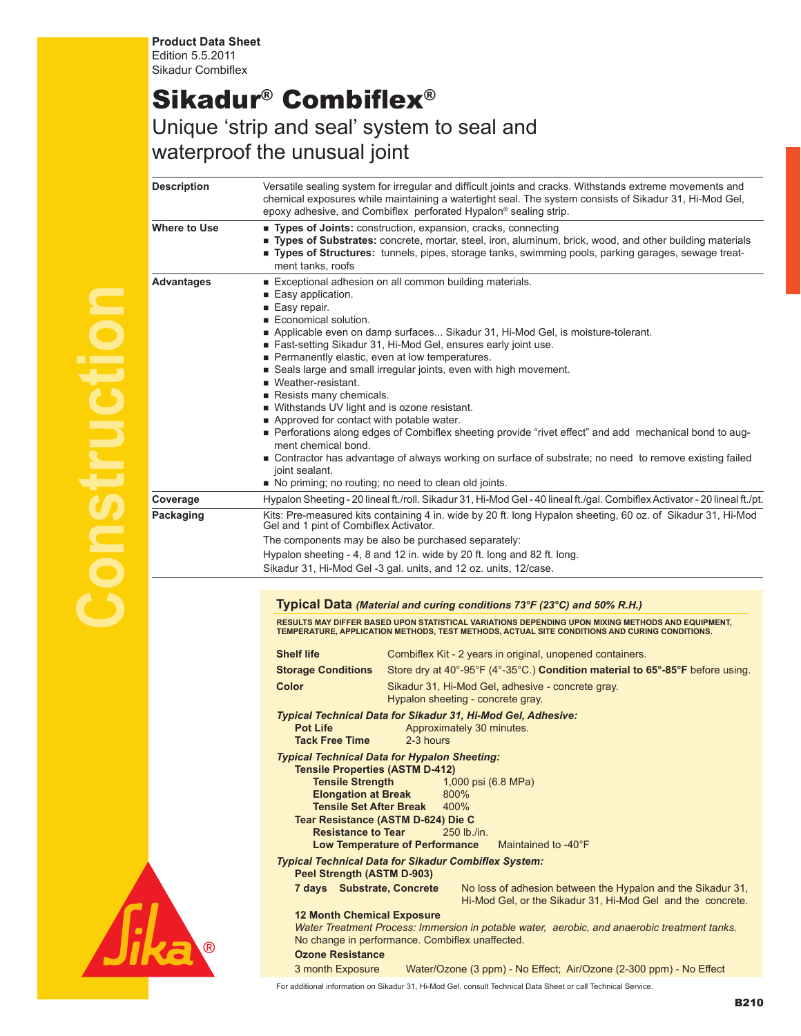**Product Data Sheet**
Edition 5.5.2011
Sikadur Combiflex

# Sikadur® Combiflex®

## Unique 'strip and seal' system to seal and waterproof the unusual joint

| | |
|---|---|
| **Description** | Versatile sealing system for irregular and difficult joints and cracks. Withstands extreme movements and chemical exposures while maintaining a watertight seal. The system consists of Sikadur 31, Hi-Mod Gel, epoxy adhesive, and Combiflex perforated Hypalon® sealing strip. |
| **Where to Use** | ■ **Types of Joints:** construction, expansion, cracks, connecting<br>■ **Types of Substrates:** concrete, mortar, steel, iron, aluminum, brick, wood, and other building materials<br>■ **Types of Structures:** tunnels, pipes, storage tanks, swimming pools, parking garages, sewage treatment tanks, roofs |
| **Advantages** | ■ Exceptional adhesion on all common building materials.<br>■ Easy application.<br>■ Easy repair.<br>■ Economical solution.<br>■ Applicable even on damp surfaces... Sikadur 31, Hi-Mod Gel, is moisture-tolerant.<br>■ Fast-setting Sikadur 31, Hi-Mod Gel, ensures early joint use.<br>■ Permanently elastic, even at low temperatures.<br>■ Seals large and small irregular joints, even with high movement.<br>■ Weather-resistant.<br>■ Resists many chemicals.<br>■ Withstands UV light and is ozone resistant.<br>■ Approved for contact with potable water.<br>■ Perforations along edges of Combiflex sheeting provide "rivet effect" and add mechanical bond to augment chemical bond.<br>■ Contractor has advantage of always working on surface of substrate; no need to remove existing failed joint sealant.<br>■ No priming; no routing; no need to clean old joints. |
| **Coverage** | Hypalon Sheeting - 20 lineal ft./roll. Sikadur 31, Hi-Mod Gel - 40 lineal ft./gal. Combiflex Activator - 20 lineal ft./pt. |
| **Packaging** | Kits: Pre-measured kits containing 4 in. wide by 20 ft. long Hypalon sheeting, 60 oz. of Sikadur 31, Hi-Mod Gel and 1 pint of Combiflex Activator.<br>The components may be also be purchased separately:<br>Hypalon sheeting - 4, 8 and 12 in. wide by 20 ft. long and 82 ft. long.<br>Sikadur 31, Hi-Mod Gel -3 gal. units, and 12 oz. units, 12/case. |

### Typical Data *(Material and curing conditions 73°F (23°C) and 50% R.H.)*

RESULTS MAY DIFFER BASED UPON STATISTICAL VARIATIONS DEPENDING UPON MIXING METHODS AND EQUIPMENT, TEMPERATURE, APPLICATION METHODS, TEST METHODS, ACTUAL SITE CONDITIONS AND CURING CONDITIONS.

**Shelf life** Combiflex Kit - 2 years in original, unopened containers.

**Storage Conditions** Store dry at 40°-95°F (4°-35°C.) **Condition material to 65°-85°F** before using.

**Color** Sikadur 31, Hi-Mod Gel, adhesive - concrete gray.
Hypalon sheeting - concrete gray.

***Typical Technical Data for Sikadur 31, Hi-Mod Gel, Adhesive:***

**Pot Life** Approximately 30 minutes.
**Tack Free Time** 2-3 hours

***Typical Technical Data for Hypalon Sheeting:***

**Tensile Properties (ASTM D-412)**
**Tensile Strength** 1,000 psi (6.8 MPa)
**Elongation at Break** 800%
**Tensile Set After Break** 400%

**Tear Resistance (ASTM D-624) Die C**
**Resistance to Tear** 250 lb./in.
**Low Temperature of Performance** Maintained to -40°F

***Typical Technical Data for Sikadur Combiflex System:***

**Peel Strength (ASTM D-903)**
**7 days Substrate, Concrete** No loss of adhesion between the Hypalon and the Sikadur 31, Hi-Mod Gel, or the Sikadur 31, Hi-Mod Gel and the concrete.

**12 Month Chemical Exposure**
*Water Treatment Process: Immersion in potable water, aerobic, and anaerobic treatment tanks.*
No change in performance. Combiflex unaffected.

**Ozone Resistance**
3 month Exposure Water/Ozone (3 ppm) - No Effect; Air/Ozone (2-300 ppm) - No Effect

For additional information on Sikadur 31, Hi-Mod Gel, consult Technical Data Sheet or call Technical Service.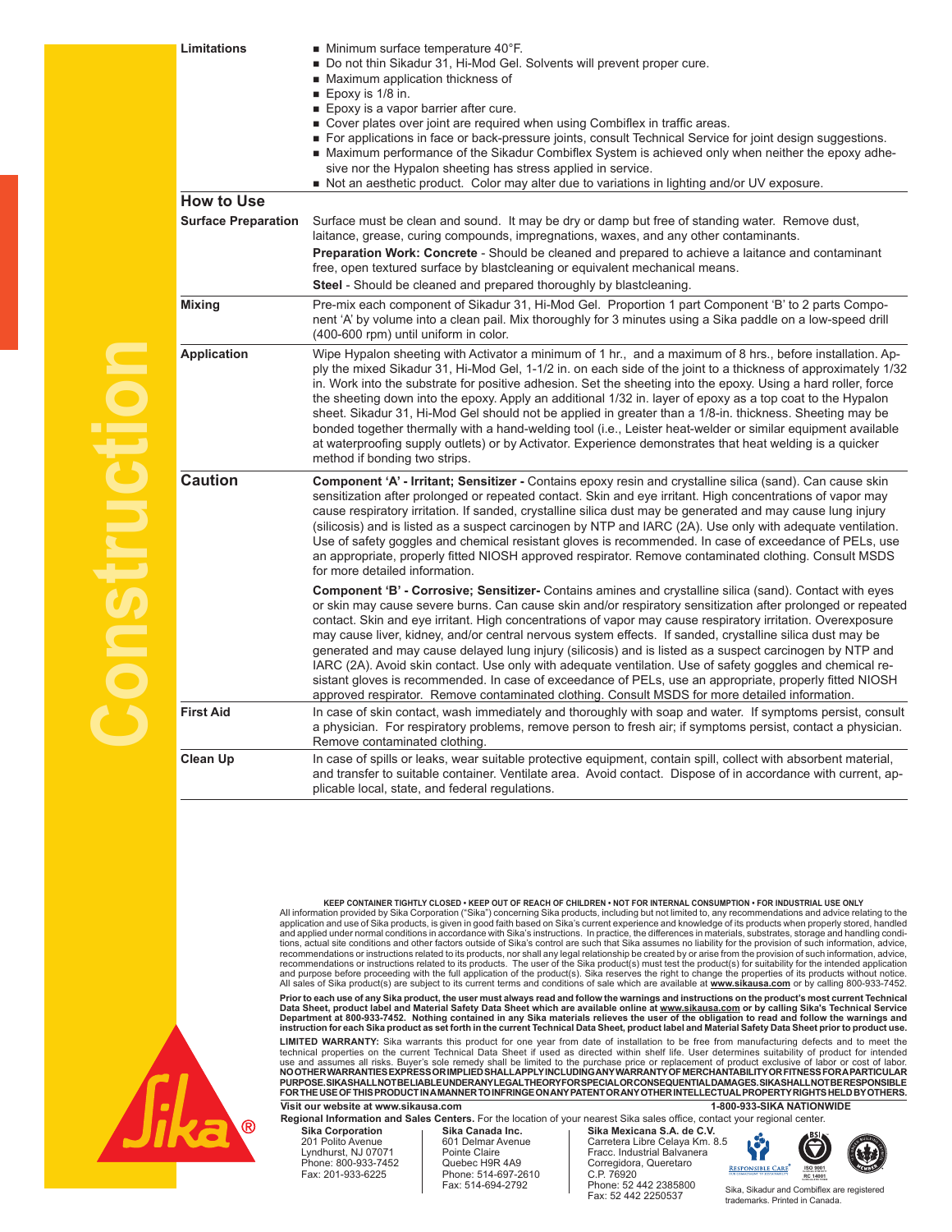**Limitations**

- Minimum surface temperature 40°F.
- Do not thin Sikadur 31, Hi-Mod Gel. Solvents will prevent proper cure.
- Maximum application thickness of
- Epoxy is 1/8 in.
- Epoxy is a vapor barrier after cure.
- Cover plates over joint are required when using Combiflex in traffic areas.
- For applications in face or back-pressure joints, consult Technical Service for joint design suggestions.
- Maximum performance of the Sikadur Combiflex System is achieved only when neither the epoxy adhesive nor the Hypalon sheeting has stress applied in service.
- Not an aesthetic product. Color may alter due to variations in lighting and/or UV exposure.

## How to Use

**Surface Preparation**

Surface must be clean and sound. It may be dry or damp but free of standing water. Remove dust, laitance, grease, curing compounds, impregnations, waxes, and any other contaminants.

**Preparation Work: Concrete** - Should be cleaned and prepared to achieve a laitance and contaminant free, open textured surface by blastcleaning or equivalent mechanical means.

**Steel** - Should be cleaned and prepared thoroughly by blastcleaning.

**Mixing**

Pre-mix each component of Sikadur 31, Hi-Mod Gel. Proportion 1 part Component 'B' to 2 parts Component 'A' by volume into a clean pail. Mix thoroughly for 3 minutes using a Sika paddle on a low-speed drill (400-600 rpm) until uniform in color.

**Application**

Wipe Hypalon sheeting with Activator a minimum of 1 hr., and a maximum of 8 hrs., before installation. Apply the mixed Sikadur 31, Hi-Mod Gel, 1-1/2 in. on each side of the joint to a thickness of approximately 1/32 in. Work into the substrate for positive adhesion. Set the sheeting into the epoxy. Using a hard roller, force the sheeting down into the epoxy. Apply an additional 1/32 in. layer of epoxy as a top coat to the Hypalon sheet. Sikadur 31, Hi-Mod Gel should not be applied in greater than a 1/8-in. thickness. Sheeting may be bonded together thermally with a hand-welding tool (i.e., Leister heat-welder or similar equipment available at waterproofing supply outlets) or by Activator. Experience demonstrates that heat welding is a quicker method if bonding two strips.

## Caution

**Component 'A' - Irritant; Sensitizer -** Contains epoxy resin and crystalline silica (sand). Can cause skin sensitization after prolonged or repeated contact. Skin and eye irritant. High concentrations of vapor may cause respiratory irritation. If sanded, crystalline silica dust may be generated and may cause lung injury (silicosis) and is listed as a suspect carcinogen by NTP and IARC (2A). Use only with adequate ventilation. Use of safety goggles and chemical resistant gloves is recommended. In case of exceedance of PELs, use an appropriate, properly fitted NIOSH approved respirator. Remove contaminated clothing. Consult MSDS for more detailed information.

**Component 'B' - Corrosive; Sensitizer-** Contains amines and crystalline silica (sand). Contact with eyes or skin may cause severe burns. Can cause skin and/or respiratory sensitization after prolonged or repeated contact. Skin and eye irritant. High concentrations of vapor may cause respiratory irritation. Overexposure may cause liver, kidney, and/or central nervous system effects. If sanded, crystalline silica dust may be generated and may cause delayed lung injury (silicosis) and is listed as a suspect carcinogen by NTP and IARC (2A). Avoid skin contact. Use only with adequate ventilation. Use of safety goggles and chemical resistant gloves is recommended. In case of exceedance of PELs, use an appropriate, properly fitted NIOSH approved respirator. Remove contaminated clothing. Consult MSDS for more detailed information.

**First Aid**

In case of skin contact, wash immediately and thoroughly with soap and water. If symptoms persist, consult a physician. For respiratory problems, remove person to fresh air; if symptoms persist, contact a physician. Remove contaminated clothing.

**Clean Up**

In case of spills or leaks, wear suitable protective equipment, contain spill, collect with absorbent material, and transfer to suitable container. Ventilate area. Avoid contact. Dispose of in accordance with current, applicable local, state, and federal regulations.

**KEEP CONTAINER TIGHTLY CLOSED • KEEP OUT OF REACH OF CHILDREN • NOT FOR INTERNAL CONSUMPTION • FOR INDUSTRIAL USE ONLY**

All information provided by Sika Corporation ("Sika") concerning Sika products, including but not limited to, any recommendations and advice relating to the application and use of Sika products, is given in good faith based on Sika's current experience and knowledge of its products when properly stored, handled and applied under normal conditions in accordance with Sika's instructions. In practice, the differences in materials, substrates, storage and handling conditions, actual site conditions and other factors outside of Sika's control are such that Sika assumes no liability for the provision of such information, advice, recommendations or instructions related to its products, nor shall any legal relationship be created by or arise from the provision of such information, advice, recommendations or instructions related to its products. The user of the Sika product(s) must test the product(s) for suitability for the intended application and purpose before proceeding with the full application of the product(s). Sika reserves the right to change the properties of its products without notice. All sales of Sika product(s) are subject to its current terms and conditions of sale which are available at **www.sikausa.com** or by calling 800-933-7452.

**Prior to each use of any Sika product, the user must always read and follow the warnings and instructions on the product's most current Technical Data Sheet, product label and Material Safety Data Sheet which are available online at www.sikausa.com or by calling Sika's Technical Service Department at 800-933-7452. Nothing contained in any Sika materials relieves the user of the obligation to read and follow the warnings and instruction for each Sika product as set forth in the current Technical Data Sheet, product label and Material Safety Data Sheet prior to product use.**

**LIMITED WARRANTY:** Sika warrants this product for one year from date of installation to be free from manufacturing defects and to meet the technical properties on the current Technical Data Sheet if used as directed within shelf life. User determines suitability of product for intended use and assumes all risks. Buyer's sole remedy shall be limited to the purchase price or replacement of product exclusive of labor or cost of labor. **NO OTHER WARRANTIES EXPRESS OR IMPLIED SHALL APPLY INCLUDING ANY WARRANTY OF MERCHANTABILITY OR FITNESS FOR A PARTICULAR PURPOSE. SIKA SHALL NOT BE LIABLE UNDER ANY LEGAL THEORY FOR SPECIAL OR CONSEQUENTIAL DAMAGES. SIKA SHALL NOT BE RESPONSIBLE FOR THE USE OF THIS PRODUCT IN A MANNER TO INFRINGE ON ANY PATENT OR ANY OTHER INTELLECTUAL PROPERTY RIGHTS HELD BY OTHERS.**

**Visit our website at www.sikausa.com** **1-800-933-SIKA NATIONWIDE**

**Regional Information and Sales Centers.** For the location of your nearest Sika sales office, contact your regional center.

**Sika Corporation**
201 Polito Avenue
Lyndhurst, NJ 07071
Phone: 800-933-7452
Fax: 201-933-6225

**Sika Canada Inc.**
601 Delmar Avenue
Pointe Claire
Quebec H9R 4A9
Phone: 514-697-2610
Fax: 514-694-2792

**Sika Mexicana S.A. de C.V.**
Carretera Libre Celaya Km. 8.5
Fracc. Industrial Balvanera
Corregidora, Queretaro
C.P. 76920
Phone: 52 442 2385800
Fax: 52 442 2250537

Sika, Sikadur and Combiflex are registered trademarks. Printed in Canada.